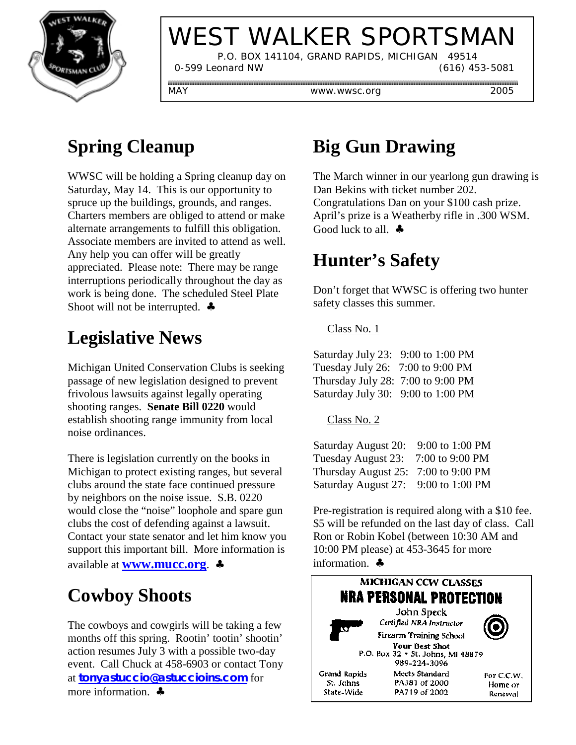# WEST WALKER SPORTSMAN

P.O. BOX 141104, GRAND RAPIDS, MICHIGAN 49514

0-599 Leonard NW (616) 453-5081

MAY www.wwsc.org 2005

## Spring Cleanup

WWSC will be holding a Spring cleanup day on Saturday, May 14. This is our opportunity to spruce up the buildings, grounds, and ranges. Charters members are obliged to attend or make alternate arrangements to fulfill this obligation. Associate members are invited to attend as well. Any help you can offer will be greatly appreciated. Please note: There may be range interruptions periodically throughout the day as work is being done. The scheduled Steel Plate Shoot will not be interrupted. ♣

## Legislative News

Michigan United Conservation Clubs is seeking passage of new legislation designed to prevent frivolous lawsuits against legally operating shooting ranges. **Senate Bill 0220** would establish shooting range immunity from local noise ordinances.

There is legislation currently on the books in Michigan to protect existing ranges, but several clubs around the state face continued pressure by neighbors on the noise issue. S.B. 0220 would close the "noise" loophole and spare gun clubs the cost of defending against a lawsuit. Contact your state senator and let him know you support this important bill. More information is available at **www.mucc.org**. ♣

## Cowboy Shoots

The cowboys and cowgirls will be taking a few months off this spring. Rootin' tootin' shootin' action resumes July 3 with a possible two-day event. Call Chuck at 458-6903 or contact Tony at **tonyastuccio@astuccioins.com** for more information. ♣

## Big Gun Drawing

The March winner in our yearlong gun drawing is Dan Bekins with ticket number 202. Congratulations Dan on your $100 cash prize. April's prize is a Weatherby rifle in .300 WSM. Good luck to all. ♣

## Hunter's Safety

Don't forget that WWSC is offering two hunter safety classes this summer.

Class No. 1

Saturday July 23: 9:00 to 1:00 PM
Tuesday July 26: 7:00 to 9:00 PM
Thursday July 28: 7:00 to 9:00 PM
Saturday July 30: 9:00 to 1:00 PM

Class No. 2

Saturday August 20: 9:00 to 1:00 PM
Tuesday August 23: 7:00 to 9:00 PM
Thursday August 25: 7:00 to 9:00 PM
Saturday August 27: 9:00 to 1:00 PM

Pre-registration is required along with a $10 fee. $5 will be refunded on the last day of class. Call Ron or Robin Kobel (between 10:30 AM and 10:00 PM please) at 453-3645 for more information. ♣

MICHIGAN CCW CLASSES

**NRA PERSONAL PROTECTION**

John Speck
*Certified NRA Instructor*
Firearm Training School
**Your Best Shot**
P.O. Box 32 • St. Johns, MI 48879
989-224-3096

Grand Rapids
St. Johns
State-Wide

Meets Standard
PA381 of 2000
PA719 of 2002

For C.C.W.
Home or
Renewal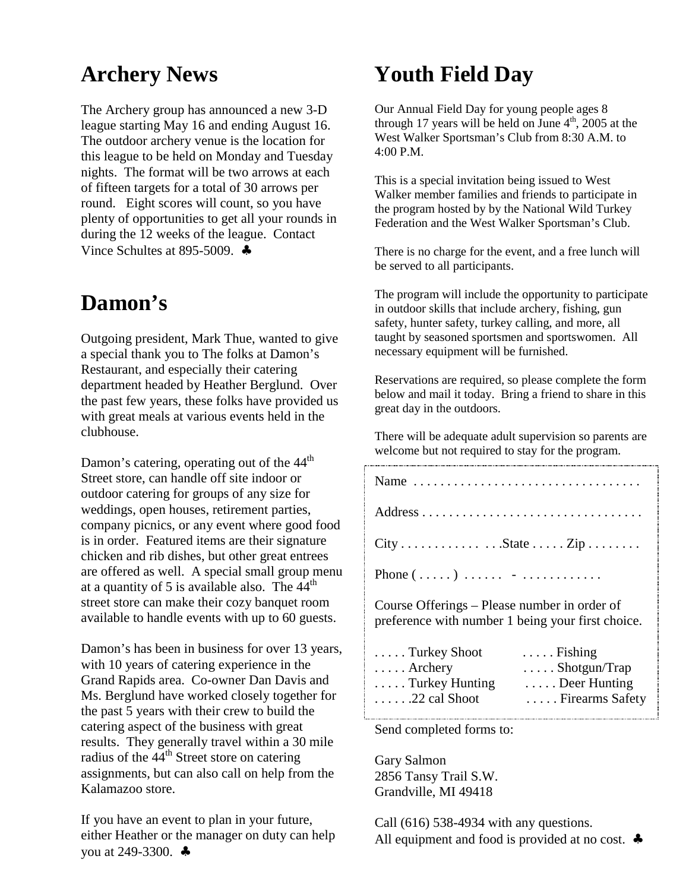## Archery News

The Archery group has announced a new 3-D league starting May 16 and ending August 16. The outdoor archery venue is the location for this league to be held on Monday and Tuesday nights. The format will be two arrows at each of fifteen targets for a total of 30 arrows per round. Eight scores will count, so you have plenty of opportunities to get all your rounds in during the 12 weeks of the league. Contact Vince Schultes at 895-5009. ♣

## Damon's

Outgoing president, Mark Thue, wanted to give a special thank you to The folks at Damon's Restaurant, and especially their catering department headed by Heather Berglund. Over the past few years, these folks have provided us with great meals at various events held in the clubhouse.

Damon's catering, operating out of the 44th Street store, can handle off site indoor or outdoor catering for groups of any size for weddings, open houses, retirement parties, company picnics, or any event where good food is in order. Featured items are their signature chicken and rib dishes, but other great entrees are offered as well. A special small group menu at a quantity of 5 is available also. The 44th street store can make their cozy banquet room available to handle events with up to 60 guests.

Damon's has been in business for over 13 years, with 10 years of catering experience in the Grand Rapids area. Co-owner Dan Davis and Ms. Berglund have worked closely together for the past 5 years with their crew to build the catering aspect of the business with great results. They generally travel within a 30 mile radius of the 44th Street store on catering assignments, but can also call on help from the Kalamazoo store.

If you have an event to plan in your future, either Heather or the manager on duty can help you at 249-3300. ♣

## Youth Field Day

Our Annual Field Day for young people ages 8 through 17 years will be held on June 4th, 2005 at the West Walker Sportsman's Club from 8:30 A.M. to 4:00 P.M.

This is a special invitation being issued to West Walker member families and friends to participate in the program hosted by by the National Wild Turkey Federation and the West Walker Sportsman's Club.

There is no charge for the event, and a free lunch will be served to all participants.

The program will include the opportunity to participate in outdoor skills that include archery, fishing, gun safety, hunter safety, turkey calling, and more, all taught by seasoned sportsmen and sportswomen. All necessary equipment will be furnished.

Reservations are required, so please complete the form below and mail it today. Bring a friend to share in this great day in the outdoors.

There will be adequate adult supervision so parents are welcome but not required to stay for the program.

Name . . . . . . . . . . . . . . . . . . . . . . . . . . . . . . . . . .

Address . . . . . . . . . . . . . . . . . . . . . . . . . . . . . . . . .

City . . . . . . . . . . . . . . .State . . . . . Zip . . . . . . . .

Phone ( . . . . . ) . . . . . . - . . . . . . . . . . . .

Course Offerings – Please number in order of preference with number 1 being your first choice.

| | |
|---|---|
| . . . . . Turkey Shoot | . . . . . Fishing |
| . . . . . Archery | . . . . . Shotgun/Trap |
| . . . . . Turkey Hunting | . . . . . Deer Hunting |
| . . . . . .22 cal Shoot | . . . . . Firearms Safety |

Send completed forms to:

Gary Salmon
2856 Tansy Trail S.W.
Grandville, MI 49418

Call (616) 538-4934 with any questions.
All equipment and food is provided at no cost. ♣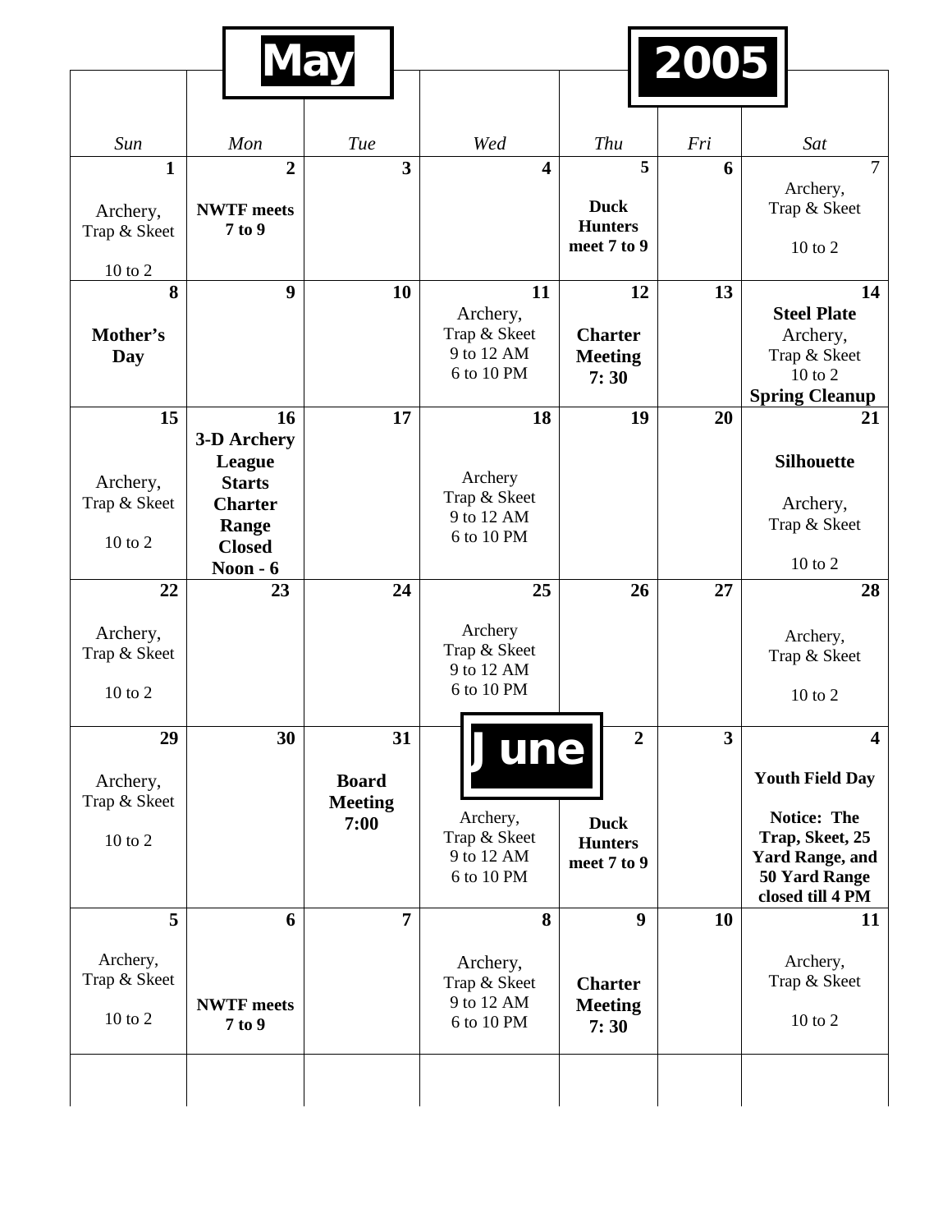# May 2005

| Sun | Mon | Tue | Wed | Thu | Fri | Sat |
|---|---|---|---|---|---|---|
| **1** Archery, Trap & Skeet 10 to 2 | **2** **NWTF meets 7 to 9** | **3** | **4** | **5** **Duck Hunters meet 7 to 9** | **6** | 7 Archery, Trap & Skeet 10 to 2 |
| **8** **Mother's Day** | **9** | **10** | **11** Archery, Trap & Skeet 9 to 12 AM 6 to 10 PM | **12** **Charter Meeting 7: 30** | **13** | **14** **Steel Plate** Archery, Trap & Skeet 10 to 2 **Spring Cleanup** |
| **15** Archery, Trap & Skeet 10 to 2 | **16** **3-D Archery League Starts** **Charter Range Closed Noon - 6** | **17** | **18** Archery Trap & Skeet 9 to 12 AM 6 to 10 PM | **19** | **20** | **21** **Silhouette** Archery, Trap & Skeet 10 to 2 |
| **22** Archery, Trap & Skeet 10 to 2 | **23** | **24** | **25** Archery Trap & Skeet 9 to 12 AM 6 to 10 PM | **26** | **27** | **28** Archery, Trap & Skeet 10 to 2 |
| **29** Archery, Trap & Skeet 10 to 2 | **30** | **31** **Board Meeting 7:00** | **June** Archery, Trap & Skeet 9 to 12 AM 6 to 10 PM | **2** **Duck Hunters meet 7 to 9** | **3** | **4** **Youth Field Day** **Notice: The Trap, Skeet, 25 Yard Range, and 50 Yard Range closed till 4 PM** |
| **5** Archery, Trap & Skeet 10 to 2 | **6** **NWTF meets 7 to 9** | **7** | **8** Archery, Trap & Skeet 9 to 12 AM 6 to 10 PM | **9** **Charter Meeting 7: 30** | **10** | **11** Archery, Trap & Skeet 10 to 2 |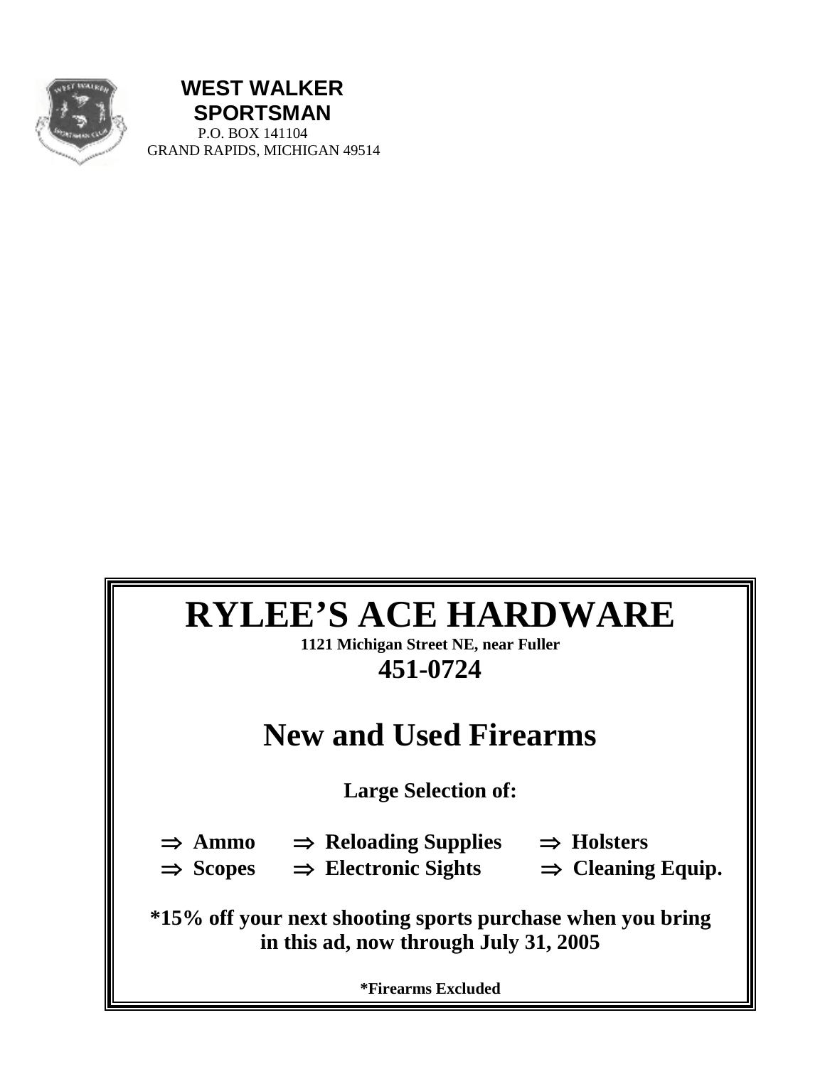**WEST WALKER SPORTSMAN**

P.O. BOX 141104
GRAND RAPIDS, MICHIGAN 49514

# RYLEE'S ACE HARDWARE

**1121 Michigan Street NE, near Fuller**

**451-0724**

## New and Used Firearms

**Large Selection of:**

- ⇒ **Ammo**
- ⇒ **Reloading Supplies**
- ⇒ **Holsters**
- ⇒ **Scopes**
- ⇒ **Electronic Sights**
- ⇒ **Cleaning Equip.**

**\*15% off your next shooting sports purchase when you bring in this ad, now through July 31, 2005**

**\*Firearms Excluded**